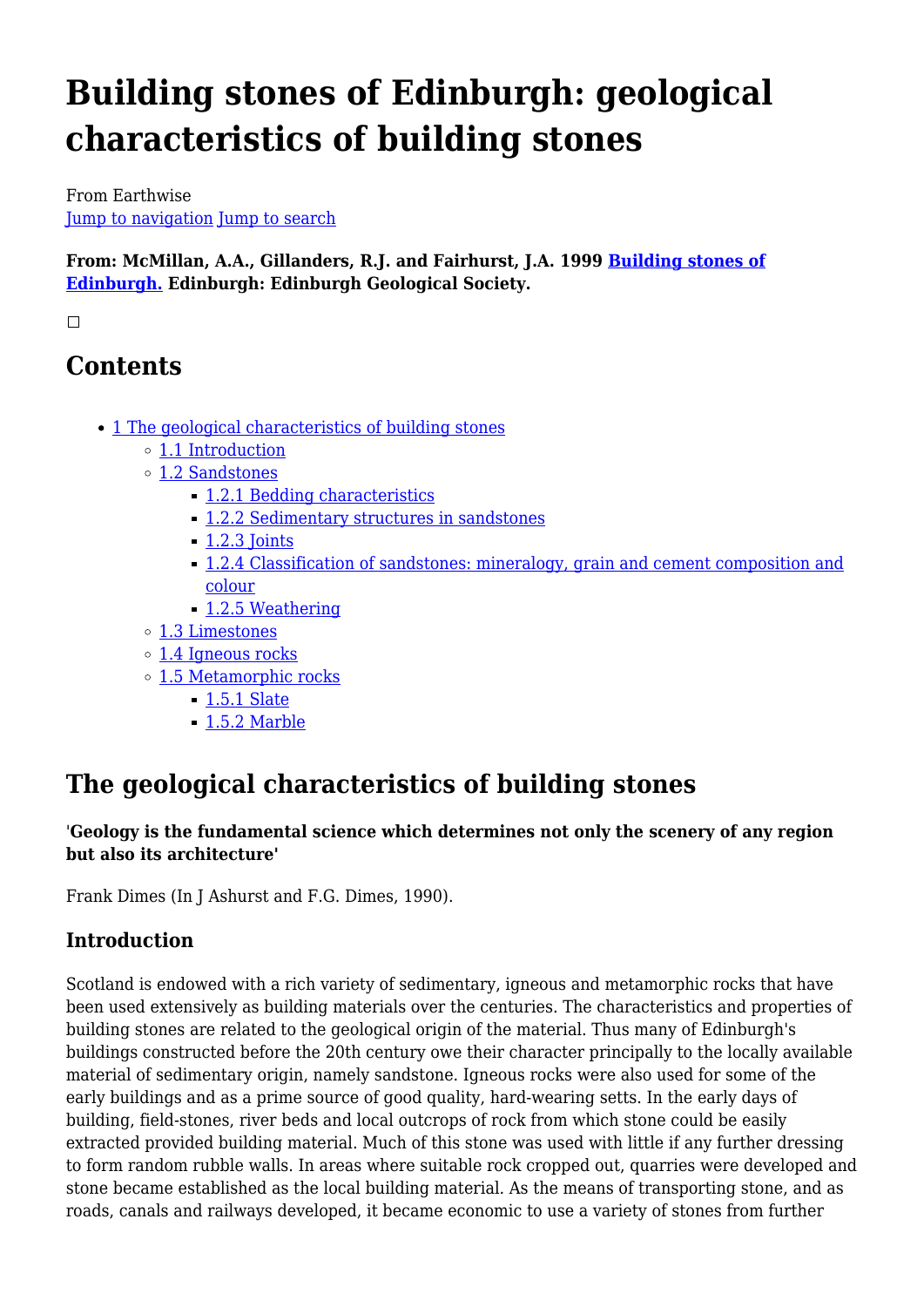# Building stones of Edinburgh: geological characteristics of building stones

From Earthwise
Jump to navigation Jump to search

**From: McMillan, A.A., Gillanders, R.J. and Fairhurst, J.A. 1999 Building stones of Edinburgh. Edinburgh: Edinburgh Geological Society.**

## Contents

- 1 The geological characteristics of building stones
  - 1.1 Introduction
  - 1.2 Sandstones
    - 1.2.1 Bedding characteristics
    - 1.2.2 Sedimentary structures in sandstones
    - 1.2.3 Joints
    - 1.2.4 Classification of sandstones: mineralogy, grain and cement composition and colour
    - 1.2.5 Weathering
  - 1.3 Limestones
  - 1.4 Igneous rocks
  - 1.5 Metamorphic rocks
    - 1.5.1 Slate
    - 1.5.2 Marble

## The geological characteristics of building stones

**'Geology is the fundamental science which determines not only the scenery of any region but also its architecture'**

Frank Dimes (In J Ashurst and F.G. Dimes, 1990).

### Introduction

Scotland is endowed with a rich variety of sedimentary, igneous and metamorphic rocks that have been used extensively as building materials over the centuries. The characteristics and properties of building stones are related to the geological origin of the material. Thus many of Edinburgh's buildings constructed before the 20th century owe their character principally to the locally available material of sedimentary origin, namely sandstone. Igneous rocks were also used for some of the early buildings and as a prime source of good quality, hard-wearing setts. In the early days of building, field-stones, river beds and local outcrops of rock from which stone could be easily extracted provided building material. Much of this stone was used with little if any further dressing to form random rubble walls. In areas where suitable rock cropped out, quarries were developed and stone became established as the local building material. As the means of transporting stone, and as roads, canals and railways developed, it became economic to use a variety of stones from further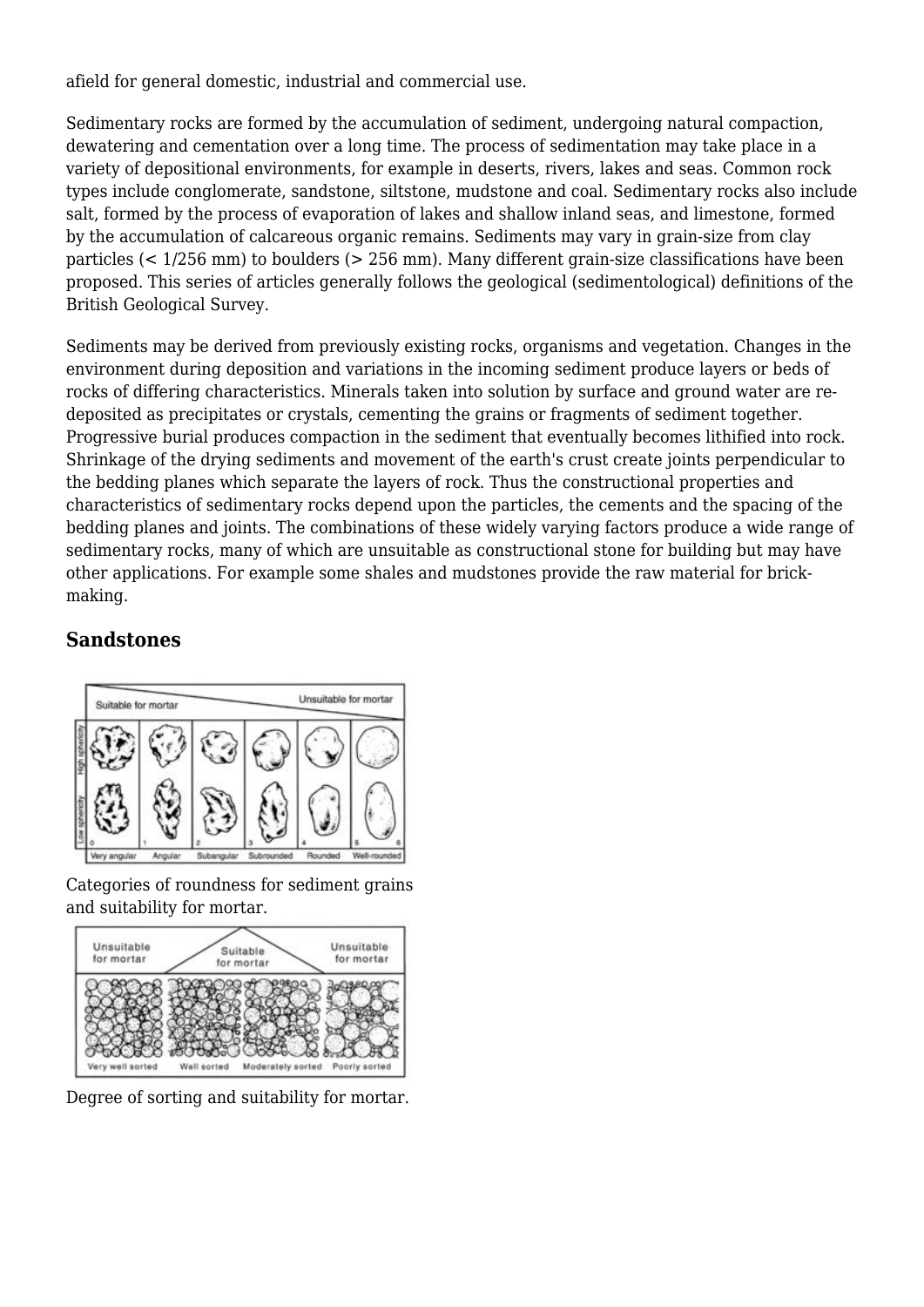afield for general domestic, industrial and commercial use.

Sedimentary rocks are formed by the accumulation of sediment, undergoing natural compaction, dewatering and cementation over a long time. The process of sedimentation may take place in a variety of depositional environments, for example in deserts, rivers, lakes and seas. Common rock types include conglomerate, sandstone, siltstone, mudstone and coal. Sedimentary rocks also include salt, formed by the process of evaporation of lakes and shallow inland seas, and limestone, formed by the accumulation of calcareous organic remains. Sediments may vary in grain-size from clay particles (< 1/256 mm) to boulders (> 256 mm). Many different grain-size classifications have been proposed. This series of articles generally follows the geological (sedimentological) definitions of the British Geological Survey.

Sediments may be derived from previously existing rocks, organisms and vegetation. Changes in the environment during deposition and variations in the incoming sediment produce layers or beds of rocks of differing characteristics. Minerals taken into solution by surface and ground water are re-deposited as precipitates or crystals, cementing the grains or fragments of sediment together. Progressive burial produces compaction in the sediment that eventually becomes lithified into rock. Shrinkage of the drying sediments and movement of the earth's crust create joints perpendicular to the bedding planes which separate the layers of rock. Thus the constructional properties and characteristics of sedimentary rocks depend upon the particles, the cements and the spacing of the bedding planes and joints. The combinations of these widely varying factors produce a wide range of sedimentary rocks, many of which are unsuitable as constructional stone for building but may have other applications. For example some shales and mudstones provide the raw material for brick-making.

## Sandstones

Categories of roundness for sediment grains and suitability for mortar.

Degree of sorting and suitability for mortar.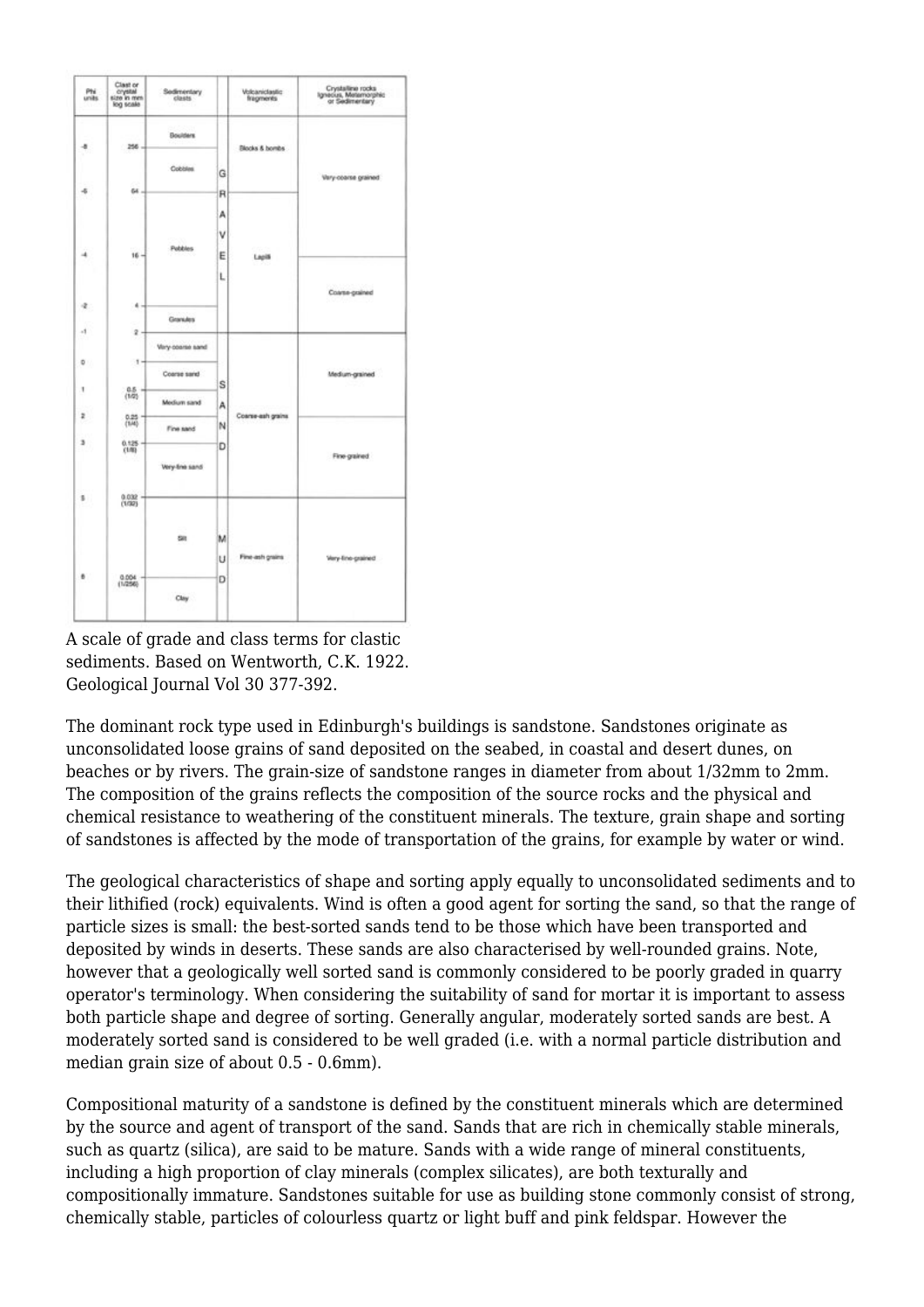| Phi units | Clast or crystal size in mm log scale | Sedimentary clasts | | Volcaniclastic fragments | Crystalline rocks Igneous, Metamorphic or Sedimentary |
|---|---|---|---|---|---|
| | | Boulders | GRAVEL | Blocks & bombs | Very-coarse grained |
| -8 | 256 | | | | |
| | | Cobbles | | | |
| -6 | 64 | | | | |
| | | Pebbles | | Lapilli | |
| -4 | 16 | | | | Coarse-grained |
| -2 | 4 | | | | |
| | | Granules | | | |
| -1 | 2 | | | | |
| | | Very-coarse sand | SAND | Coarse-ash grains | Medium-grained |
| 0 | 1 | | | | |
| | | Coarse sand | | | |
| 1 | 0.5 (1/2) | | | | |
| | | Medium sand | | | |
| 2 | 0.25 (1/4) | | | | Fine-grained |
| | | Fine sand | | | |
| 3 | 0.125 (1/8) | | | | |
| | | Very-fine sand | | | |
| 5 | 0.032 (1/32) | | | | |
| | | Silt | MUD | Fine-ash grains | Very-fine-grained |
| 8 | 0.004 (1/256) | | | | |
| | | Clay | | | |

A scale of grade and class terms for clastic sediments. Based on Wentworth, C.K. 1922. Geological Journal Vol 30 377-392.

The dominant rock type used in Edinburgh's buildings is sandstone. Sandstones originate as unconsolidated loose grains of sand deposited on the seabed, in coastal and desert dunes, on beaches or by rivers. The grain-size of sandstone ranges in diameter from about 1/32mm to 2mm. The composition of the grains reflects the composition of the source rocks and the physical and chemical resistance to weathering of the constituent minerals. The texture, grain shape and sorting of sandstones is affected by the mode of transportation of the grains, for example by water or wind.

The geological characteristics of shape and sorting apply equally to unconsolidated sediments and to their lithified (rock) equivalents. Wind is often a good agent for sorting the sand, so that the range of particle sizes is small: the best-sorted sands tend to be those which have been transported and deposited by winds in deserts. These sands are also characterised by well-rounded grains. Note, however that a geologically well sorted sand is commonly considered to be poorly graded in quarry operator's terminology. When considering the suitability of sand for mortar it is important to assess both particle shape and degree of sorting. Generally angular, moderately sorted sands are best. A moderately sorted sand is considered to be well graded (i.e. with a normal particle distribution and median grain size of about 0.5 - 0.6mm).

Compositional maturity of a sandstone is defined by the constituent minerals which are determined by the source and agent of transport of the sand. Sands that are rich in chemically stable minerals, such as quartz (silica), are said to be mature. Sands with a wide range of mineral constituents, including a high proportion of clay minerals (complex silicates), are both texturally and compositionally immature. Sandstones suitable for use as building stone commonly consist of strong, chemically stable, particles of colourless quartz or light buff and pink feldspar. However the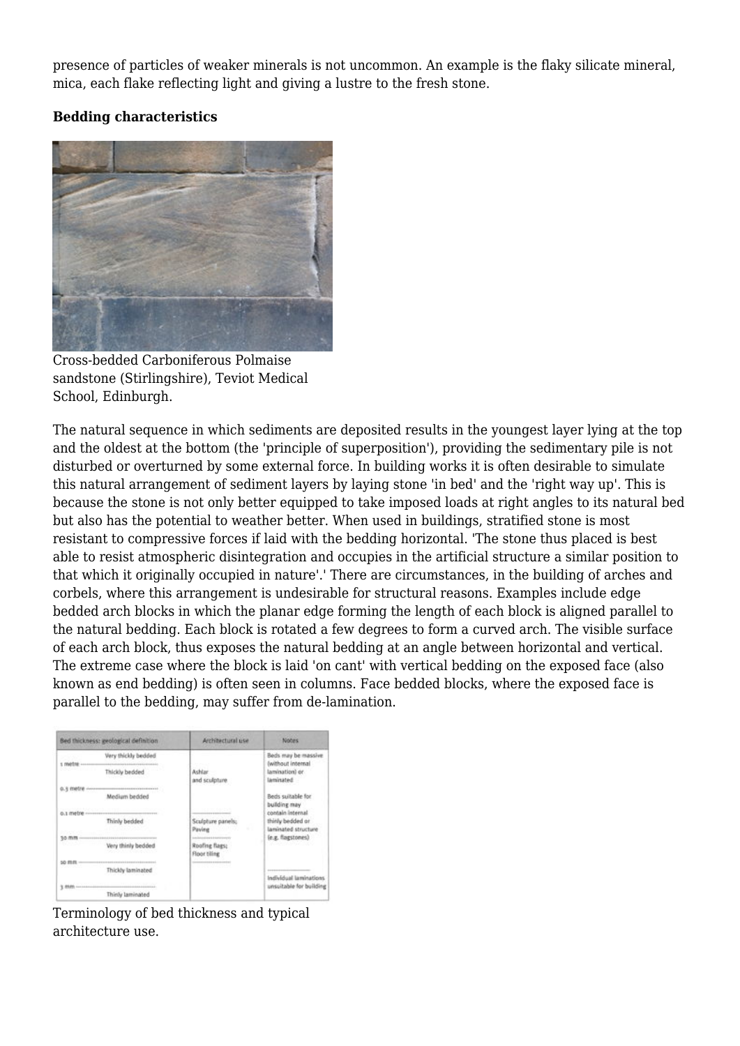presence of particles of weaker minerals is not uncommon. An example is the flaky silicate mineral, mica, each flake reflecting light and giving a lustre to the fresh stone.

**Bedding characteristics**

Cross-bedded Carboniferous Polmaise sandstone (Stirlingshire), Teviot Medical School, Edinburgh.

The natural sequence in which sediments are deposited results in the youngest layer lying at the top and the oldest at the bottom (the 'principle of superposition'), providing the sedimentary pile is not disturbed or overturned by some external force. In building works it is often desirable to simulate this natural arrangement of sediment layers by laying stone 'in bed' and the 'right way up'. This is because the stone is not only better equipped to take imposed loads at right angles to its natural bed but also has the potential to weather better. When used in buildings, stratified stone is most resistant to compressive forces if laid with the bedding horizontal. 'The stone thus placed is best able to resist atmospheric disintegration and occupies in the artificial structure a similar position to that which it originally occupied in nature'.' There are circumstances, in the building of arches and corbels, where this arrangement is undesirable for structural reasons. Examples include edge bedded arch blocks in which the planar edge forming the length of each block is aligned parallel to the natural bedding. Each block is rotated a few degrees to form a curved arch. The visible surface of each arch block, thus exposes the natural bedding at an angle between horizontal and vertical. The extreme case where the block is laid 'on cant' with vertical bedding on the exposed face (also known as end bedding) is often seen in columns. Face bedded blocks, where the exposed face is parallel to the bedding, may suffer from de-lamination.

| Bed thickness: geological definition | Architectural use | Notes |
|---|---|---|
| Very thickly bedded | Ashlar and sculpture | Beds may be massive (without internal lamination) or laminated |
| 1 metre | | |
| Thickly bedded | | |
| 0.3 metre | | |
| Medium bedded | | Beds suitable for building may contain internal thinly bedded or laminated structure (e.g. flagstones) |
| 0.1 metre | | |
| Thinly bedded | Sculpture panels; Paving | |
| 30 mm | | |
| Very thinly bedded | Roofing flags; Floor tiling | |
| 10 mm | | |
| Thickly laminated | | Individual laminations unsuitable for building |
| 3 mm | | |
| Thinly laminated | | |

Terminology of bed thickness and typical architecture use.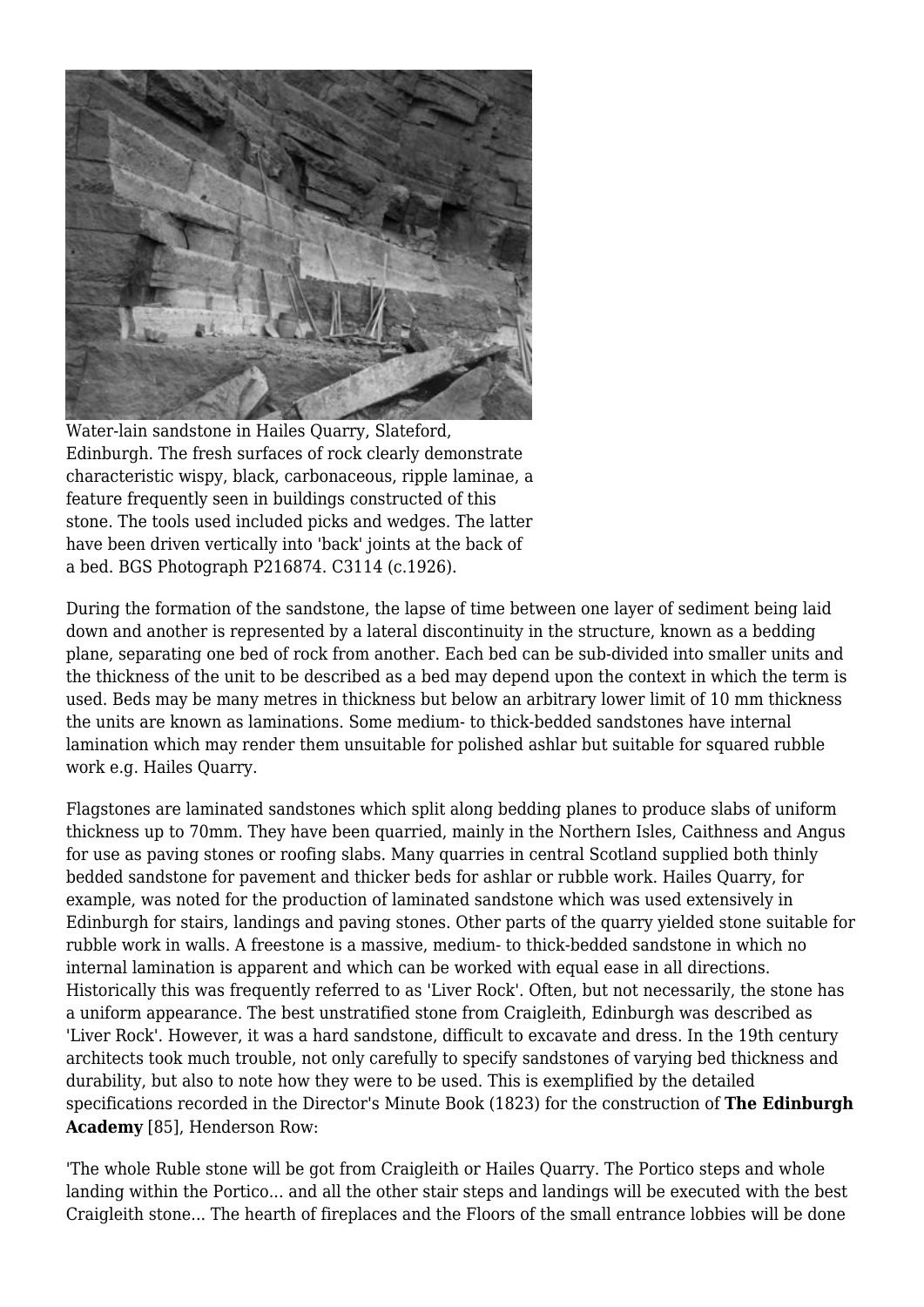Water-lain sandstone in Hailes Quarry, Slateford, Edinburgh. The fresh surfaces of rock clearly demonstrate characteristic wispy, black, carbonaceous, ripple laminae, a feature frequently seen in buildings constructed of this stone. The tools used included picks and wedges. The latter have been driven vertically into 'back' joints at the back of a bed. BGS Photograph P216874. C3114 (c.1926).

During the formation of the sandstone, the lapse of time between one layer of sediment being laid down and another is represented by a lateral discontinuity in the structure, known as a bedding plane, separating one bed of rock from another. Each bed can be sub-divided into smaller units and the thickness of the unit to be described as a bed may depend upon the context in which the term is used. Beds may be many metres in thickness but below an arbitrary lower limit of 10 mm thickness the units are known as laminations. Some medium- to thick-bedded sandstones have internal lamination which may render them unsuitable for polished ashlar but suitable for squared rubble work e.g. Hailes Quarry.

Flagstones are laminated sandstones which split along bedding planes to produce slabs of uniform thickness up to 70mm. They have been quarried, mainly in the Northern Isles, Caithness and Angus for use as paving stones or roofing slabs. Many quarries in central Scotland supplied both thinly bedded sandstone for pavement and thicker beds for ashlar or rubble work. Hailes Quarry, for example, was noted for the production of laminated sandstone which was used extensively in Edinburgh for stairs, landings and paving stones. Other parts of the quarry yielded stone suitable for rubble work in walls. A freestone is a massive, medium- to thick-bedded sandstone in which no internal lamination is apparent and which can be worked with equal ease in all directions. Historically this was frequently referred to as 'Liver Rock'. Often, but not necessarily, the stone has a uniform appearance. The best unstratified stone from Craigleith, Edinburgh was described as 'Liver Rock'. However, it was a hard sandstone, difficult to excavate and dress. In the 19th century architects took much trouble, not only carefully to specify sandstones of varying bed thickness and durability, but also to note how they were to be used. This is exemplified by the detailed specifications recorded in the Director's Minute Book (1823) for the construction of **The Edinburgh Academy** [85], Henderson Row:

'The whole Ruble stone will be got from Craigleith or Hailes Quarry. The Portico steps and whole landing within the Portico... and all the other stair steps and landings will be executed with the best Craigleith stone... The hearth of fireplaces and the Floors of the small entrance lobbies will be done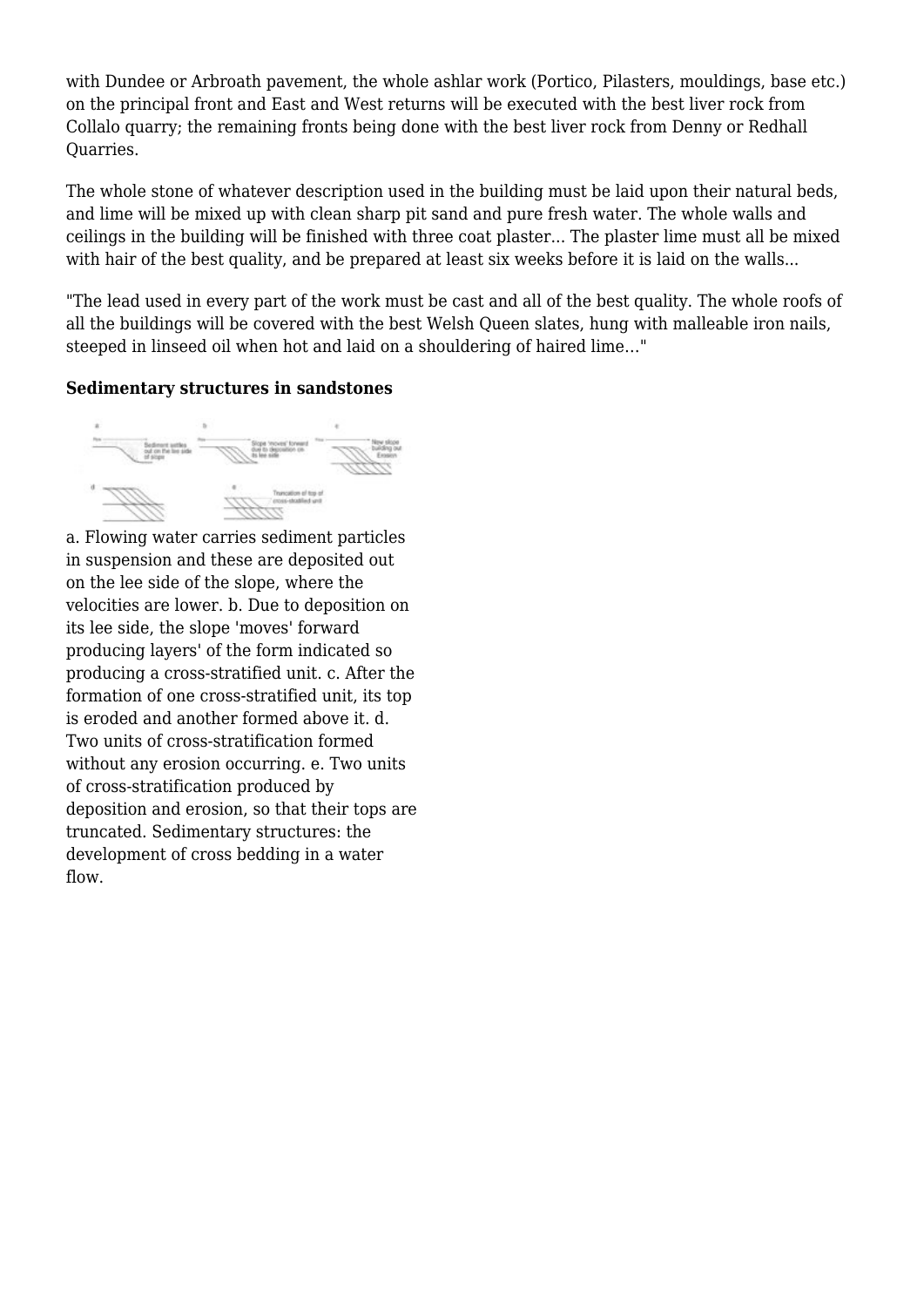with Dundee or Arbroath pavement, the whole ashlar work (Portico, Pilasters, mouldings, base etc.) on the principal front and East and West returns will be executed with the best liver rock from Collalo quarry; the remaining fronts being done with the best liver rock from Denny or Redhall Quarries.

The whole stone of whatever description used in the building must be laid upon their natural beds, and lime will be mixed up with clean sharp pit sand and pure fresh water. The whole walls and ceilings in the building will be finished with three coat plaster... The plaster lime must all be mixed with hair of the best quality, and be prepared at least six weeks before it is laid on the walls...

"The lead used in every part of the work must be cast and all of the best quality. The whole roofs of all the buildings will be covered with the best Welsh Queen slates, hung with malleable iron nails, steeped in linseed oil when hot and laid on a shouldering of haired lime…"

**Sedimentary structures in sandstones**

a. Flowing water carries sediment particles in suspension and these are deposited out on the lee side of the slope, where the velocities are lower. b. Due to deposition on its lee side, the slope 'moves' forward producing layers' of the form indicated so producing a cross-stratified unit. c. After the formation of one cross-stratified unit, its top is eroded and another formed above it. d. Two units of cross-stratification formed without any erosion occurring. e. Two units of cross-stratification produced by deposition and erosion, so that their tops are truncated. Sedimentary structures: the development of cross bedding in a water flow.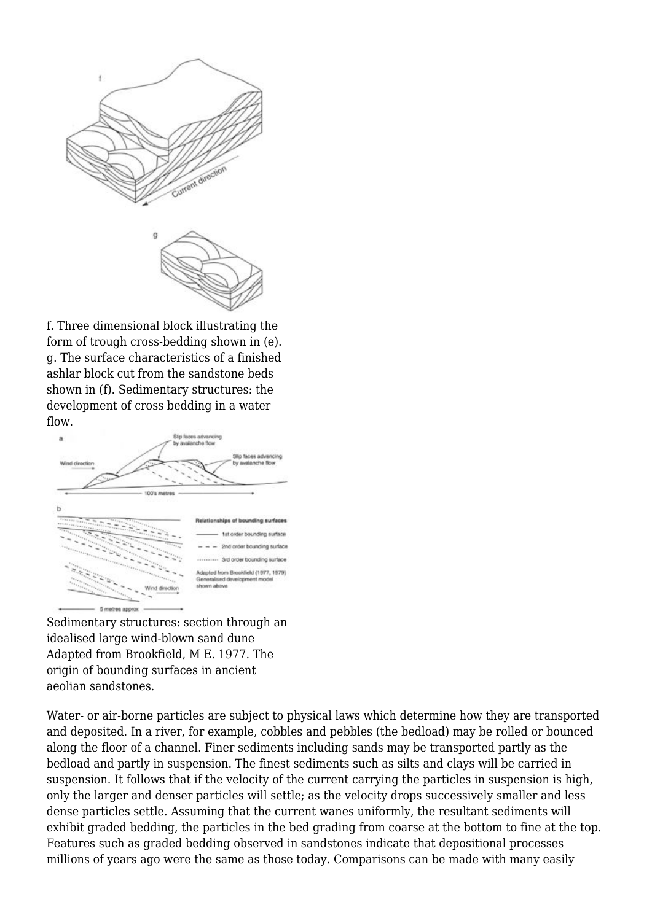f. Three dimensional block illustrating the form of trough cross-bedding shown in (e). g. The surface characteristics of a finished ashlar block cut from the sandstone beds shown in (f). Sedimentary structures: the development of cross bedding in a water flow.

Sedimentary structures: section through an idealised large wind-blown sand dune Adapted from Brookfield, M E. 1977. The origin of bounding surfaces in ancient aeolian sandstones.

Water- or air-borne particles are subject to physical laws which determine how they are transported and deposited. In a river, for example, cobbles and pebbles (the bedload) may be rolled or bounced along the floor of a channel. Finer sediments including sands may be transported partly as the bedload and partly in suspension. The finest sediments such as silts and clays will be carried in suspension. It follows that if the velocity of the current carrying the particles in suspension is high, only the larger and denser particles will settle; as the velocity drops successively smaller and less dense particles settle. Assuming that the current wanes uniformly, the resultant sediments will exhibit graded bedding, the particles in the bed grading from coarse at the bottom to fine at the top. Features such as graded bedding observed in sandstones indicate that depositional processes millions of years ago were the same as those today. Comparisons can be made with many easily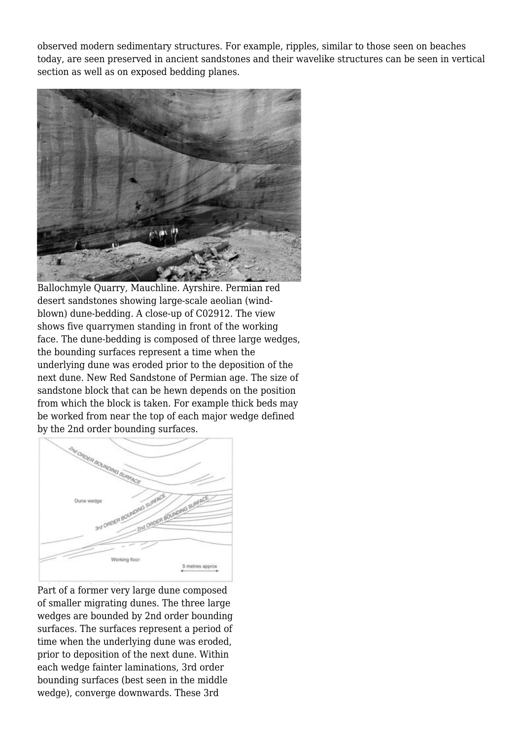observed modern sedimentary structures. For example, ripples, similar to those seen on beaches today, are seen preserved in ancient sandstones and their wavelike structures can be seen in vertical section as well as on exposed bedding planes.

Ballochmyle Quarry, Mauchline. Ayrshire. Permian red desert sandstones showing large-scale aeolian (wind-blown) dune-bedding. A close-up of C02912. The view shows five quarrymen standing in front of the working face. The dune-bedding is composed of three large wedges, the bounding surfaces represent a time when the underlying dune was eroded prior to the deposition of the next dune. New Red Sandstone of Permian age. The size of sandstone block that can be hewn depends on the position from which the block is taken. For example thick beds may be worked from near the top of each major wedge defined by the 2nd order bounding surfaces.

Part of a former very large dune composed of smaller migrating dunes. The three large wedges are bounded by 2nd order bounding surfaces. The surfaces represent a period of time when the underlying dune was eroded, prior to deposition of the next dune. Within each wedge fainter laminations, 3rd order bounding surfaces (best seen in the middle wedge), converge downwards. These 3rd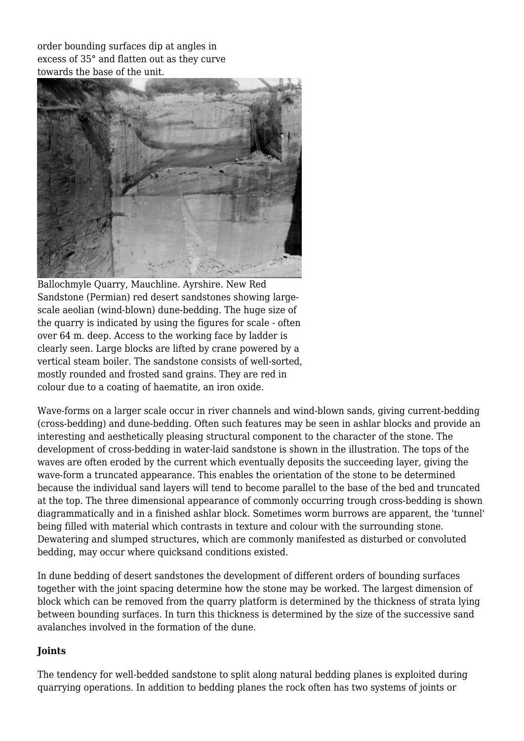order bounding surfaces dip at angles in excess of 35° and flatten out as they curve towards the base of the unit.

Ballochmyle Quarry, Mauchline. Ayrshire. New Red Sandstone (Permian) red desert sandstones showing large-scale aeolian (wind-blown) dune-bedding. The huge size of the quarry is indicated by using the figures for scale - often over 64 m. deep. Access to the working face by ladder is clearly seen. Large blocks are lifted by crane powered by a vertical steam boiler. The sandstone consists of well-sorted, mostly rounded and frosted sand grains. They are red in colour due to a coating of haematite, an iron oxide.

Wave-forms on a larger scale occur in river channels and wind-blown sands, giving current-bedding (cross-bedding) and dune-bedding. Often such features may be seen in ashlar blocks and provide an interesting and aesthetically pleasing structural component to the character of the stone. The development of cross-bedding in water-laid sandstone is shown in the illustration. The tops of the waves are often eroded by the current which eventually deposits the succeeding layer, giving the wave-form a truncated appearance. This enables the orientation of the stone to be determined because the individual sand layers will tend to become parallel to the base of the bed and truncated at the top. The three dimensional appearance of commonly occurring trough cross-bedding is shown diagrammatically and in a finished ashlar block. Sometimes worm burrows are apparent, the 'tunnel' being filled with material which contrasts in texture and colour with the surrounding stone. Dewatering and slumped structures, which are commonly manifested as disturbed or convoluted bedding, may occur where quicksand conditions existed.

In dune bedding of desert sandstones the development of different orders of bounding surfaces together with the joint spacing determine how the stone may be worked. The largest dimension of block which can be removed from the quarry platform is determined by the thickness of strata lying between bounding surfaces. In turn this thickness is determined by the size of the successive sand avalanches involved in the formation of the dune.

**Joints**

The tendency for well-bedded sandstone to split along natural bedding planes is exploited during quarrying operations. In addition to bedding planes the rock often has two systems of joints or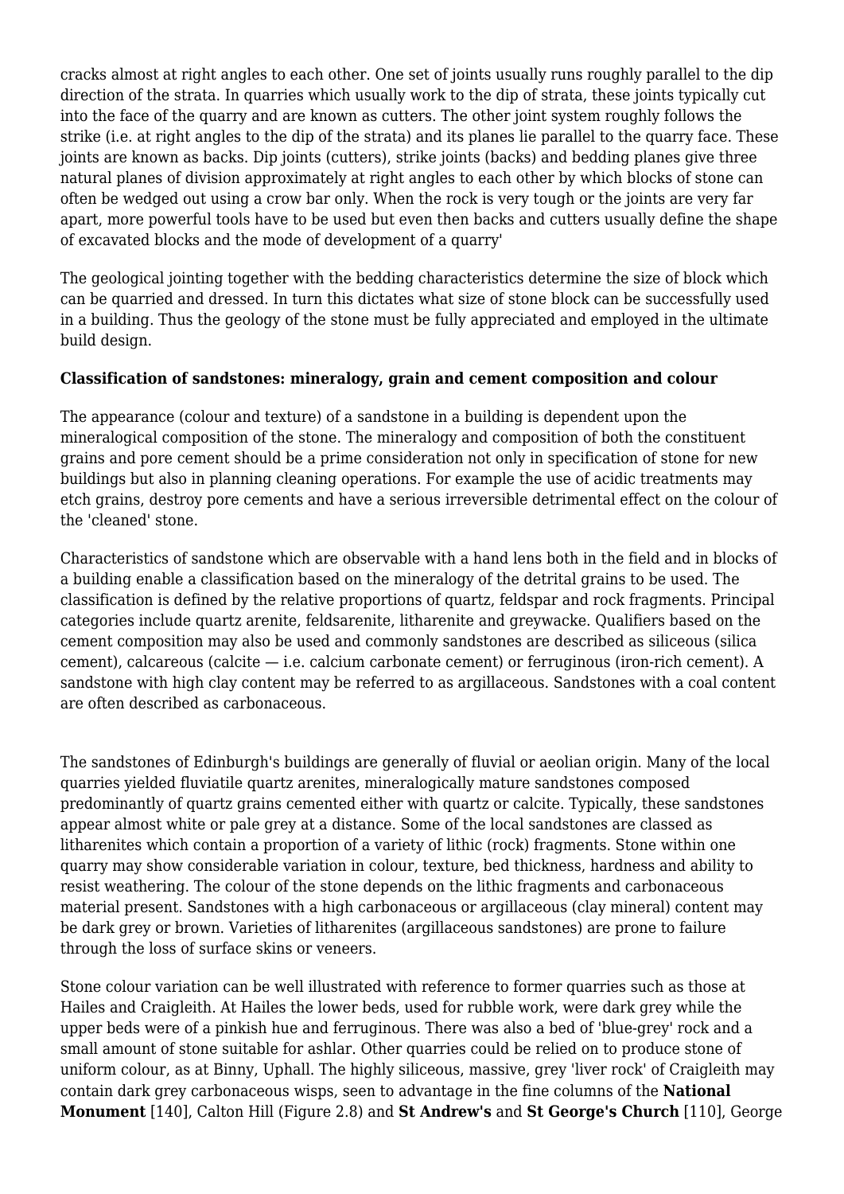cracks almost at right angles to each other. One set of joints usually runs roughly parallel to the dip direction of the strata. In quarries which usually work to the dip of strata, these joints typically cut into the face of the quarry and are known as cutters. The other joint system roughly follows the strike (i.e. at right angles to the dip of the strata) and its planes lie parallel to the quarry face. These joints are known as backs. Dip joints (cutters), strike joints (backs) and bedding planes give three natural planes of division approximately at right angles to each other by which blocks of stone can often be wedged out using a crow bar only. When the rock is very tough or the joints are very far apart, more powerful tools have to be used but even then backs and cutters usually define the shape of excavated blocks and the mode of development of a quarry'

The geological jointing together with the bedding characteristics determine the size of block which can be quarried and dressed. In turn this dictates what size of stone block can be successfully used in a building. Thus the geology of the stone must be fully appreciated and employed in the ultimate build design.

**Classification of sandstones: mineralogy, grain and cement composition and colour**

The appearance (colour and texture) of a sandstone in a building is dependent upon the mineralogical composition of the stone. The mineralogy and composition of both the constituent grains and pore cement should be a prime consideration not only in specification of stone for new buildings but also in planning cleaning operations. For example the use of acidic treatments may etch grains, destroy pore cements and have a serious irreversible detrimental effect on the colour of the 'cleaned' stone.

Characteristics of sandstone which are observable with a hand lens both in the field and in blocks of a building enable a classification based on the mineralogy of the detrital grains to be used. The classification is defined by the relative proportions of quartz, feldspar and rock fragments. Principal categories include quartz arenite, feldsarenite, litharenite and greywacke. Qualifiers based on the cement composition may also be used and commonly sandstones are described as siliceous (silica cement), calcareous (calcite — i.e. calcium carbonate cement) or ferruginous (iron-rich cement). A sandstone with high clay content may be referred to as argillaceous. Sandstones with a coal content are often described as carbonaceous.

The sandstones of Edinburgh's buildings are generally of fluvial or aeolian origin. Many of the local quarries yielded fluviatile quartz arenites, mineralogically mature sandstones composed predominantly of quartz grains cemented either with quartz or calcite. Typically, these sandstones appear almost white or pale grey at a distance. Some of the local sandstones are classed as litharenites which contain a proportion of a variety of lithic (rock) fragments. Stone within one quarry may show considerable variation in colour, texture, bed thickness, hardness and ability to resist weathering. The colour of the stone depends on the lithic fragments and carbonaceous material present. Sandstones with a high carbonaceous or argillaceous (clay mineral) content may be dark grey or brown. Varieties of litharenites (argillaceous sandstones) are prone to failure through the loss of surface skins or veneers.

Stone colour variation can be well illustrated with reference to former quarries such as those at Hailes and Craigleith. At Hailes the lower beds, used for rubble work, were dark grey while the upper beds were of a pinkish hue and ferruginous. There was also a bed of 'blue-grey' rock and a small amount of stone suitable for ashlar. Other quarries could be relied on to produce stone of uniform colour, as at Binny, Uphall. The highly siliceous, massive, grey 'liver rock' of Craigleith may contain dark grey carbonaceous wisps, seen to advantage in the fine columns of the **National Monument** [140], Calton Hill (Figure 2.8) and **St Andrew's** and **St George's Church** [110], George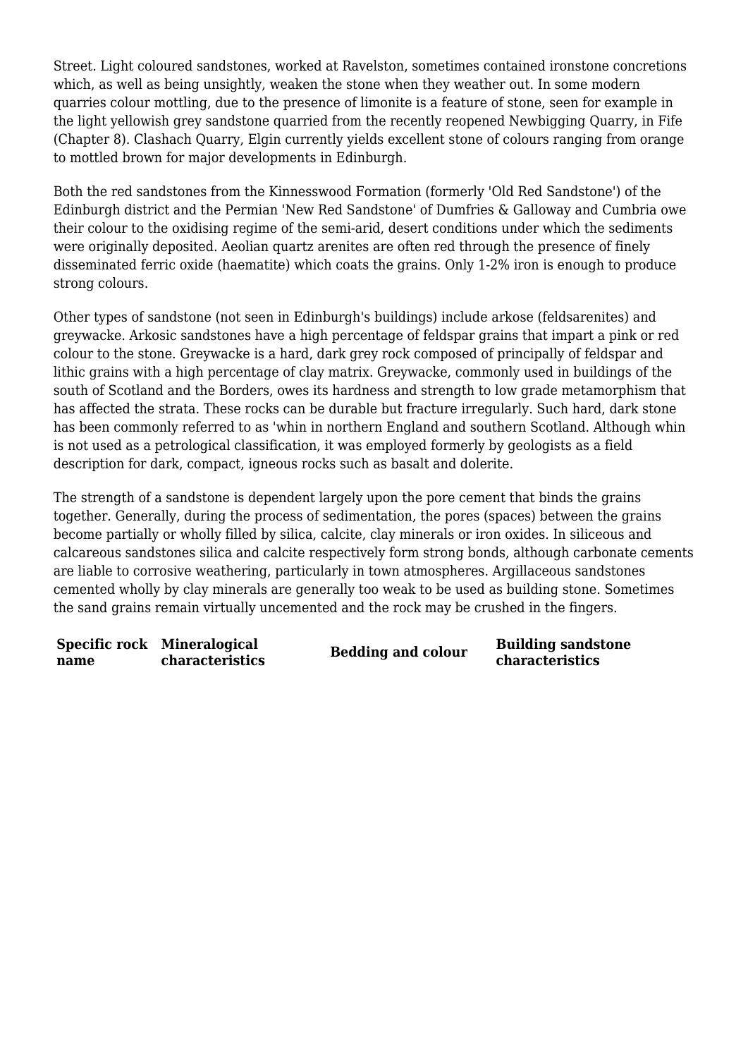Street. Light coloured sandstones, worked at Ravelston, sometimes contained ironstone concretions which, as well as being unsightly, weaken the stone when they weather out. In some modern quarries colour mottling, due to the presence of limonite is a feature of stone, seen for example in the light yellowish grey sandstone quarried from the recently reopened Newbigging Quarry, in Fife (Chapter 8). Clashach Quarry, Elgin currently yields excellent stone of colours ranging from orange to mottled brown for major developments in Edinburgh.

Both the red sandstones from the Kinnesswood Formation (formerly 'Old Red Sandstone') of the Edinburgh district and the Permian 'New Red Sandstone' of Dumfries & Galloway and Cumbria owe their colour to the oxidising regime of the semi-arid, desert conditions under which the sediments were originally deposited. Aeolian quartz arenites are often red through the presence of finely disseminated ferric oxide (haematite) which coats the grains. Only 1-2% iron is enough to produce strong colours.

Other types of sandstone (not seen in Edinburgh's buildings) include arkose (feldsarenites) and greywacke. Arkosic sandstones have a high percentage of feldspar grains that impart a pink or red colour to the stone. Greywacke is a hard, dark grey rock composed of principally of feldspar and lithic grains with a high percentage of clay matrix. Greywacke, commonly used in buildings of the south of Scotland and the Borders, owes its hardness and strength to low grade metamorphism that has affected the strata. These rocks can be durable but fracture irregularly. Such hard, dark stone has been commonly referred to as 'whin in northern England and southern Scotland. Although whin is not used as a petrological classification, it was employed formerly by geologists as a field description for dark, compact, igneous rocks such as basalt and dolerite.

The strength of a sandstone is dependent largely upon the pore cement that binds the grains together. Generally, during the process of sedimentation, the pores (spaces) between the grains become partially or wholly filled by silica, calcite, clay minerals or iron oxides. In siliceous and calcareous sandstones silica and calcite respectively form strong bonds, although carbonate cements are liable to corrosive weathering, particularly in town atmospheres. Argillaceous sandstones cemented wholly by clay minerals are generally too weak to be used as building stone. Sometimes the sand grains remain virtually uncemented and the rock may be crushed in the fingers.

| Specific rock name | Mineralogical characteristics | Bedding and colour | Building sandstone characteristics |
|---|---|---|---|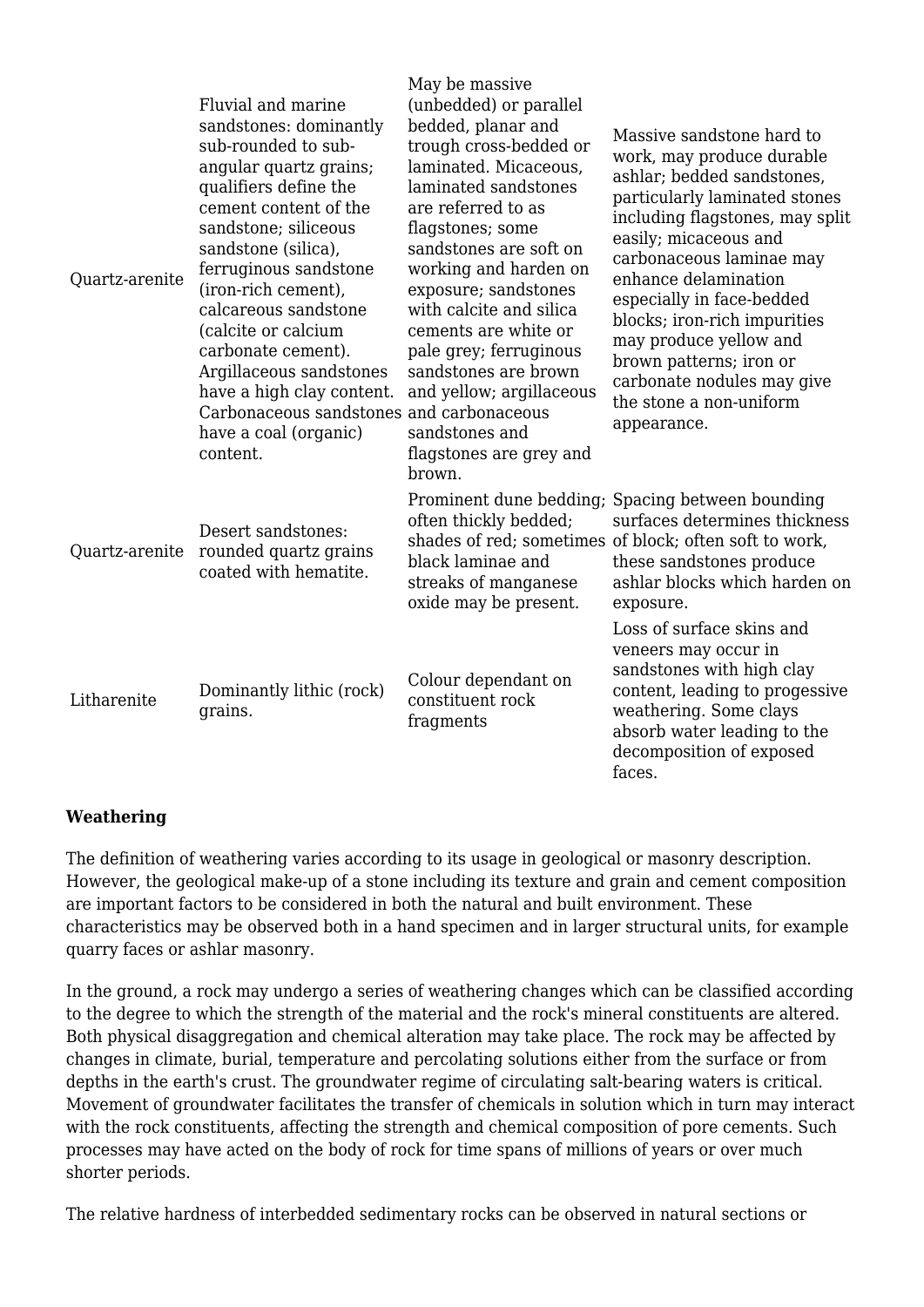| | | | |
|---|---|---|---|
| Quartz-arenite | Fluvial and marine sandstones: dominantly sub-rounded to sub-angular quartz grains; qualifiers define the cement content of the sandstone; siliceous sandstone (silica), ferruginous sandstone (iron-rich cement), calcareous sandstone (calcite or calcium carbonate cement). Argillaceous sandstones have a high clay content. Carbonaceous sandstones have a coal (organic) content. | May be massive (unbedded) or parallel bedded, planar and trough cross-bedded or laminated. Micaceous, laminated sandstones are referred to as flagstones; some sandstones are soft on working and harden on exposure; sandstones with calcite and silica cements are white or pale grey; ferruginous sandstones are brown and yellow; argillaceous and carbonaceous sandstones and flagstones are grey and brown. | Massive sandstone hard to work, may produce durable ashlar; bedded sandstones, particularly laminated stones including flagstones, may split easily; micaceous and carbonaceous laminae may enhance delamination especially in face-bedded blocks; iron-rich impurities may produce yellow and brown patterns; iron or carbonate nodules may give the stone a non-uniform appearance. |
| Quartz-arenite | Desert sandstones: rounded quartz grains coated with hematite. | Prominent dune bedding; often thickly bedded; shades of red; sometimes black laminae and streaks of manganese oxide may be present. | Spacing between bounding surfaces determines thickness of block; often soft to work, these sandstones produce ashlar blocks which harden on exposure. |
| Litharenite | Dominantly lithic (rock) grains. | Colour dependant on constituent rock fragments | Loss of surface skins and veneers may occur in sandstones with high clay content, leading to progessive weathering. Some clays absorb water leading to the decomposition of exposed faces. |

**Weathering**

The definition of weathering varies according to its usage in geological or masonry description. However, the geological make-up of a stone including its texture and grain and cement composition are important factors to be considered in both the natural and built environment. These characteristics may be observed both in a hand specimen and in larger structural units, for example quarry faces or ashlar masonry.

In the ground, a rock may undergo a series of weathering changes which can be classified according to the degree to which the strength of the material and the rock's mineral constituents are altered. Both physical disaggregation and chemical alteration may take place. The rock may be affected by changes in climate, burial, temperature and percolating solutions either from the surface or from depths in the earth's crust. The groundwater regime of circulating salt-bearing waters is critical. Movement of groundwater facilitates the transfer of chemicals in solution which in turn may interact with the rock constituents, affecting the strength and chemical composition of pore cements. Such processes may have acted on the body of rock for time spans of millions of years or over much shorter periods.

The relative hardness of interbedded sedimentary rocks can be observed in natural sections or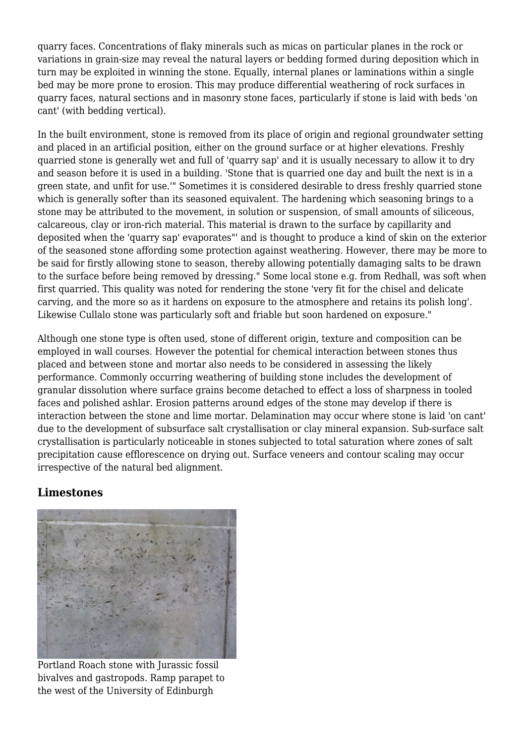quarry faces. Concentrations of flaky minerals such as micas on particular planes in the rock or variations in grain-size may reveal the natural layers or bedding formed during deposition which in turn may be exploited in winning the stone. Equally, internal planes or laminations within a single bed may be more prone to erosion. This may produce differential weathering of rock surfaces in quarry faces, natural sections and in masonry stone faces, particularly if stone is laid with beds 'on cant' (with bedding vertical).

In the built environment, stone is removed from its place of origin and regional groundwater setting and placed in an artificial position, either on the ground surface or at higher elevations. Freshly quarried stone is generally wet and full of 'quarry sap' and it is usually necessary to allow it to dry and season before it is used in a building. 'Stone that is quarried one day and built the next is in a green state, and unfit for use.'" Sometimes it is considered desirable to dress freshly quarried stone which is generally softer than its seasoned equivalent. The hardening which seasoning brings to a stone may be attributed to the movement, in solution or suspension, of small amounts of siliceous, calcareous, clay or iron-rich material. This material is drawn to the surface by capillarity and deposited when the 'quarry sap' evaporates"' and is thought to produce a kind of skin on the exterior of the seasoned stone affording some protection against weathering. However, there may be more to be said for firstly allowing stone to season, thereby allowing potentially damaging salts to be drawn to the surface before being removed by dressing." Some local stone e.g. from Redhall, was soft when first quarried. This quality was noted for rendering the stone 'very fit for the chisel and delicate carving, and the more so as it hardens on exposure to the atmosphere and retains its polish long'. Likewise Cullalo stone was particularly soft and friable but soon hardened on exposure."

Although one stone type is often used, stone of different origin, texture and composition can be employed in wall courses. However the potential for chemical interaction between stones thus placed and between stone and mortar also needs to be considered in assessing the likely performance. Commonly occurring weathering of building stone includes the development of granular dissolution where surface grains become detached to effect a loss of sharpness in tooled faces and polished ashlar. Erosion patterns around edges of the stone may develop if there is interaction between the stone and lime mortar. Delamination may occur where stone is laid 'on cant' due to the development of subsurface salt crystallisation or clay mineral expansion. Sub-surface salt crystallisation is particularly noticeable in stones subjected to total saturation where zones of salt precipitation cause efflorescence on drying out. Surface veneers and contour scaling may occur irrespective of the natural bed alignment.

## Limestones

Portland Roach stone with Jurassic fossil bivalves and gastropods. Ramp parapet to the west of the University of Edinburgh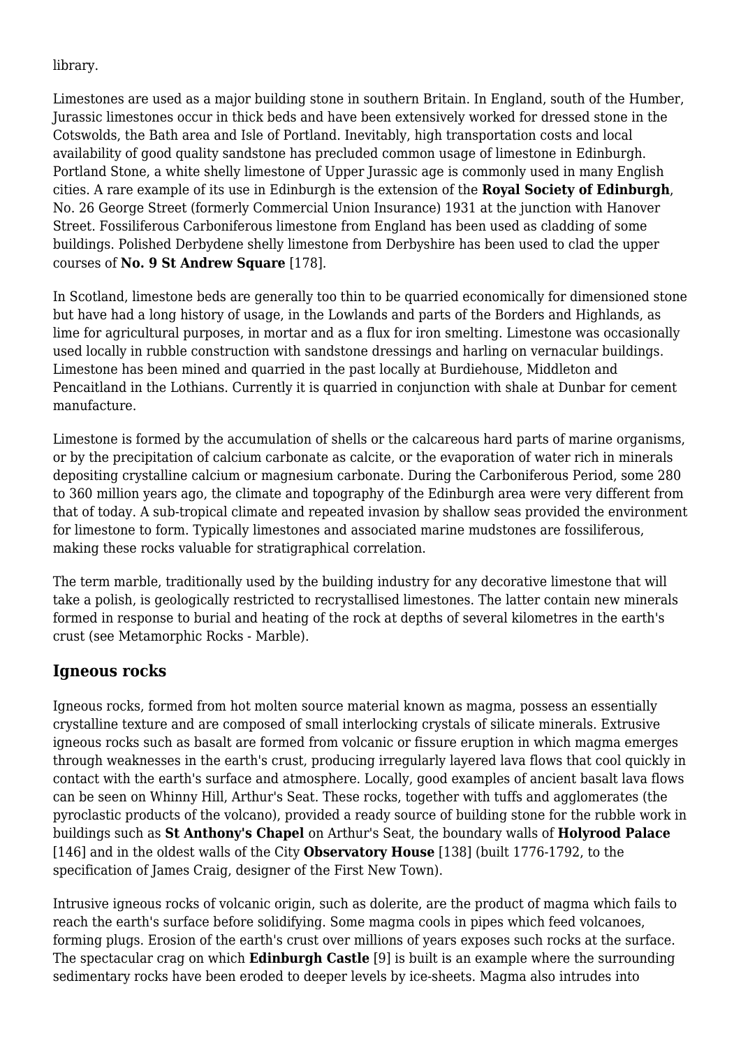library.

Limestones are used as a major building stone in southern Britain. In England, south of the Humber, Jurassic limestones occur in thick beds and have been extensively worked for dressed stone in the Cotswolds, the Bath area and Isle of Portland. Inevitably, high transportation costs and local availability of good quality sandstone has precluded common usage of limestone in Edinburgh. Portland Stone, a white shelly limestone of Upper Jurassic age is commonly used in many English cities. A rare example of its use in Edinburgh is the extension of the **Royal Society of Edinburgh**, No. 26 George Street (formerly Commercial Union Insurance) 1931 at the junction with Hanover Street. Fossiliferous Carboniferous limestone from England has been used as cladding of some buildings. Polished Derbydene shelly limestone from Derbyshire has been used to clad the upper courses of **No. 9 St Andrew Square** [178].

In Scotland, limestone beds are generally too thin to be quarried economically for dimensioned stone but have had a long history of usage, in the Lowlands and parts of the Borders and Highlands, as lime for agricultural purposes, in mortar and as a flux for iron smelting. Limestone was occasionally used locally in rubble construction with sandstone dressings and harling on vernacular buildings. Limestone has been mined and quarried in the past locally at Burdiehouse, Middleton and Pencaitland in the Lothians. Currently it is quarried in conjunction with shale at Dunbar for cement manufacture.

Limestone is formed by the accumulation of shells or the calcareous hard parts of marine organisms, or by the precipitation of calcium carbonate as calcite, or the evaporation of water rich in minerals depositing crystalline calcium or magnesium carbonate. During the Carboniferous Period, some 280 to 360 million years ago, the climate and topography of the Edinburgh area were very different from that of today. A sub-tropical climate and repeated invasion by shallow seas provided the environment for limestone to form. Typically limestones and associated marine mudstones are fossiliferous, making these rocks valuable for stratigraphical correlation.

The term marble, traditionally used by the building industry for any decorative limestone that will take a polish, is geologically restricted to recrystallised limestones. The latter contain new minerals formed in response to burial and heating of the rock at depths of several kilometres in the earth's crust (see Metamorphic Rocks - Marble).

## Igneous rocks

Igneous rocks, formed from hot molten source material known as magma, possess an essentially crystalline texture and are composed of small interlocking crystals of silicate minerals. Extrusive igneous rocks such as basalt are formed from volcanic or fissure eruption in which magma emerges through weaknesses in the earth's crust, producing irregularly layered lava flows that cool quickly in contact with the earth's surface and atmosphere. Locally, good examples of ancient basalt lava flows can be seen on Whinny Hill, Arthur's Seat. These rocks, together with tuffs and agglomerates (the pyroclastic products of the volcano), provided a ready source of building stone for the rubble work in buildings such as **St Anthony's Chapel** on Arthur's Seat, the boundary walls of **Holyrood Palace** [146] and in the oldest walls of the City **Observatory House** [138] (built 1776-1792, to the specification of James Craig, designer of the First New Town).

Intrusive igneous rocks of volcanic origin, such as dolerite, are the product of magma which fails to reach the earth's surface before solidifying. Some magma cools in pipes which feed volcanoes, forming plugs. Erosion of the earth's crust over millions of years exposes such rocks at the surface. The spectacular crag on which **Edinburgh Castle** [9] is built is an example where the surrounding sedimentary rocks have been eroded to deeper levels by ice-sheets. Magma also intrudes into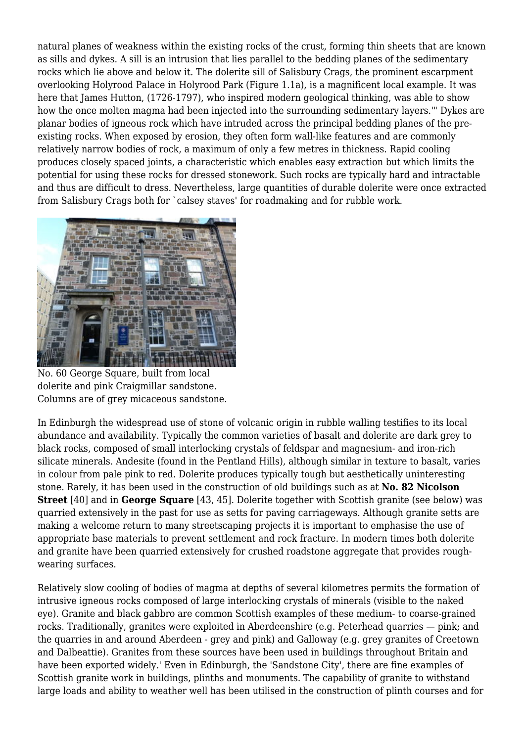natural planes of weakness within the existing rocks of the crust, forming thin sheets that are known as sills and dykes. A sill is an intrusion that lies parallel to the bedding planes of the sedimentary rocks which lie above and below it. The dolerite sill of Salisbury Crags, the prominent escarpment overlooking Holyrood Palace in Holyrood Park (Figure 1.1a), is a magnificent local example. It was here that James Hutton, (1726-1797), who inspired modern geological thinking, was able to show how the once molten magma had been injected into the surrounding sedimentary layers.'" Dykes are planar bodies of igneous rock which have intruded across the principal bedding planes of the pre-existing rocks. When exposed by erosion, they often form wall-like features and are commonly relatively narrow bodies of rock, a maximum of only a few metres in thickness. Rapid cooling produces closely spaced joints, a characteristic which enables easy extraction but which limits the potential for using these rocks for dressed stonework. Such rocks are typically hard and intractable and thus are difficult to dress. Nevertheless, large quantities of durable dolerite were once extracted from Salisbury Crags both for `calsey staves' for roadmaking and for rubble work.

No. 60 George Square, built from local dolerite and pink Craigmillar sandstone. Columns are of grey micaceous sandstone.

In Edinburgh the widespread use of stone of volcanic origin in rubble walling testifies to its local abundance and availability. Typically the common varieties of basalt and dolerite are dark grey to black rocks, composed of small interlocking crystals of feldspar and magnesium- and iron-rich silicate minerals. Andesite (found in the Pentland Hills), although similar in texture to basalt, varies in colour from pale pink to red. Dolerite produces typically tough but aesthetically uninteresting stone. Rarely, it has been used in the construction of old buildings such as at **No. 82 Nicolson Street** [40] and in **George Square** [43, 45]. Dolerite together with Scottish granite (see below) was quarried extensively in the past for use as setts for paving carriageways. Although granite setts are making a welcome return to many streetscaping projects it is important to emphasise the use of appropriate base materials to prevent settlement and rock fracture. In modern times both dolerite and granite have been quarried extensively for crushed roadstone aggregate that provides rough-wearing surfaces.

Relatively slow cooling of bodies of magma at depths of several kilometres permits the formation of intrusive igneous rocks composed of large interlocking crystals of minerals (visible to the naked eye). Granite and black gabbro are common Scottish examples of these medium- to coarse-grained rocks. Traditionally, granites were exploited in Aberdeenshire (e.g. Peterhead quarries — pink; and the quarries in and around Aberdeen - grey and pink) and Galloway (e.g. grey granites of Creetown and Dalbeattie). Granites from these sources have been used in buildings throughout Britain and have been exported widely.' Even in Edinburgh, the 'Sandstone City', there are fine examples of Scottish granite work in buildings, plinths and monuments. The capability of granite to withstand large loads and ability to weather well has been utilised in the construction of plinth courses and for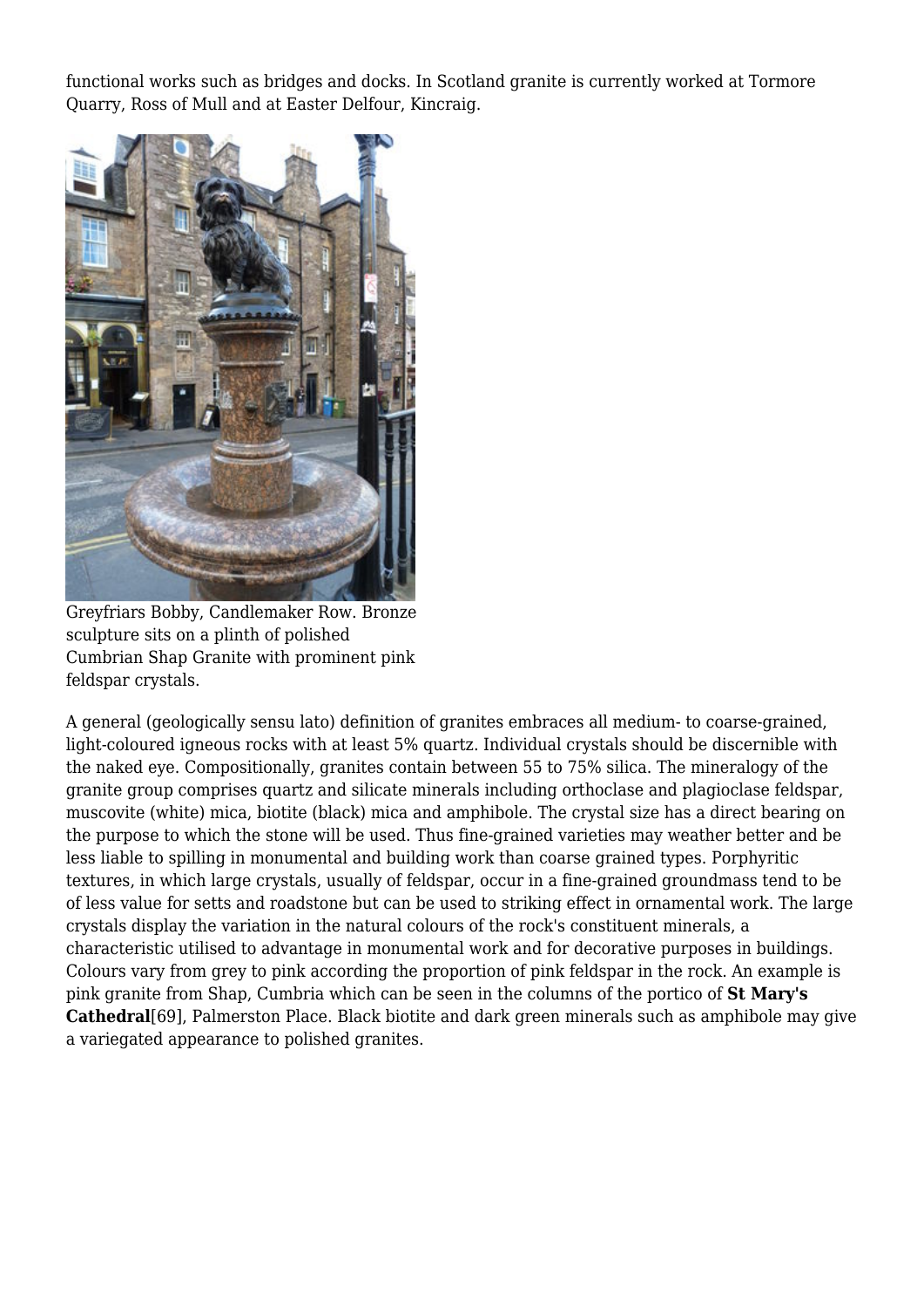functional works such as bridges and docks. In Scotland granite is currently worked at Tormore Quarry, Ross of Mull and at Easter Delfour, Kincraig.

Greyfriars Bobby, Candlemaker Row. Bronze sculpture sits on a plinth of polished Cumbrian Shap Granite with prominent pink feldspar crystals.

A general (geologically sensu lato) definition of granites embraces all medium- to coarse-grained, light-coloured igneous rocks with at least 5% quartz. Individual crystals should be discernible with the naked eye. Compositionally, granites contain between 55 to 75% silica. The mineralogy of the granite group comprises quartz and silicate minerals including orthoclase and plagioclase feldspar, muscovite (white) mica, biotite (black) mica and amphibole. The crystal size has a direct bearing on the purpose to which the stone will be used. Thus fine-grained varieties may weather better and be less liable to spilling in monumental and building work than coarse grained types. Porphyritic textures, in which large crystals, usually of feldspar, occur in a fine-grained groundmass tend to be of less value for setts and roadstone but can be used to striking effect in ornamental work. The large crystals display the variation in the natural colours of the rock's constituent minerals, a characteristic utilised to advantage in monumental work and for decorative purposes in buildings. Colours vary from grey to pink according the proportion of pink feldspar in the rock. An example is pink granite from Shap, Cumbria which can be seen in the columns of the portico of **St Mary's Cathedral**[69], Palmerston Place. Black biotite and dark green minerals such as amphibole may give a variegated appearance to polished granites.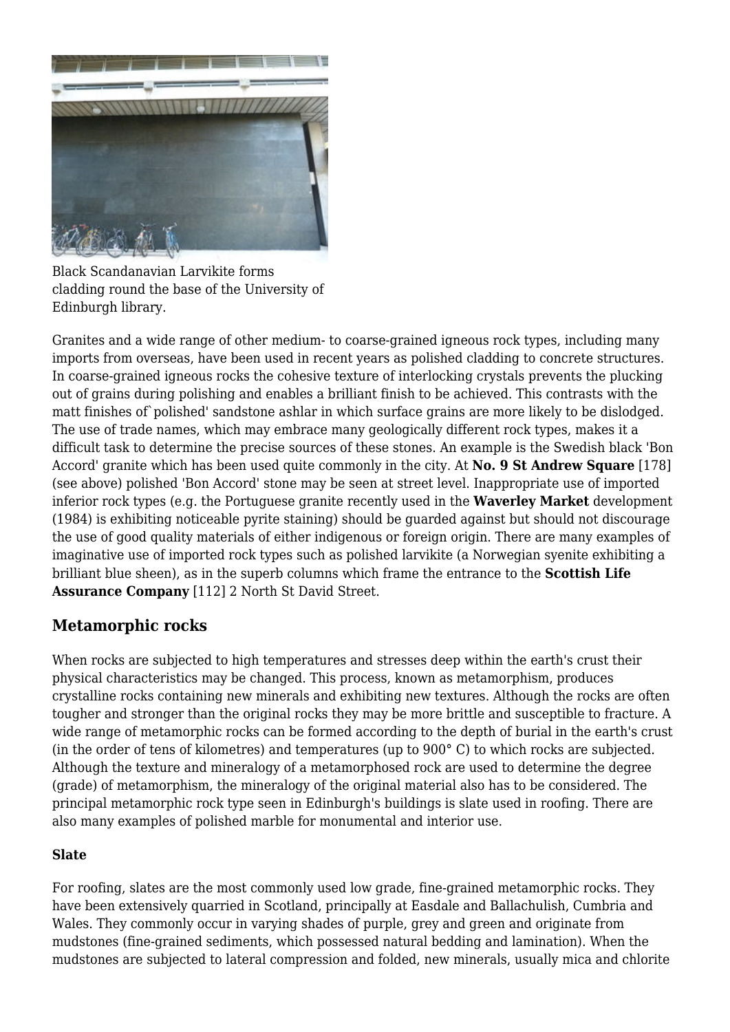Black Scandanavian Larvikite forms cladding round the base of the University of Edinburgh library.

Granites and a wide range of other medium- to coarse-grained igneous rock types, including many imports from overseas, have been used in recent years as polished cladding to concrete structures. In coarse-grained igneous rocks the cohesive texture of interlocking crystals prevents the plucking out of grains during polishing and enables a brilliant finish to be achieved. This contrasts with the matt finishes of`polished' sandstone ashlar in which surface grains are more likely to be dislodged. The use of trade names, which may embrace many geologically different rock types, makes it a difficult task to determine the precise sources of these stones. An example is the Swedish black 'Bon Accord' granite which has been used quite commonly in the city. At **No. 9 St Andrew Square** [178] (see above) polished 'Bon Accord' stone may be seen at street level. Inappropriate use of imported inferior rock types (e.g. the Portuguese granite recently used in the **Waverley Market** development (1984) is exhibiting noticeable pyrite staining) should be guarded against but should not discourage the use of good quality materials of either indigenous or foreign origin. There are many examples of imaginative use of imported rock types such as polished larvikite (a Norwegian syenite exhibiting a brilliant blue sheen), as in the superb columns which frame the entrance to the **Scottish Life Assurance Company** [112] 2 North St David Street.

## Metamorphic rocks

When rocks are subjected to high temperatures and stresses deep within the earth's crust their physical characteristics may be changed. This process, known as metamorphism, produces crystalline rocks containing new minerals and exhibiting new textures. Although the rocks are often tougher and stronger than the original rocks they may be more brittle and susceptible to fracture. A wide range of metamorphic rocks can be formed according to the depth of burial in the earth's crust (in the order of tens of kilometres) and temperatures (up to 900° C) to which rocks are subjected. Although the texture and mineralogy of a metamorphosed rock are used to determine the degree (grade) of metamorphism, the mineralogy of the original material also has to be considered. The principal metamorphic rock type seen in Edinburgh's buildings is slate used in roofing. There are also many examples of polished marble for monumental and interior use.

### Slate

For roofing, slates are the most commonly used low grade, fine-grained metamorphic rocks. They have been extensively quarried in Scotland, principally at Easdale and Ballachulish, Cumbria and Wales. They commonly occur in varying shades of purple, grey and green and originate from mudstones (fine-grained sediments, which possessed natural bedding and lamination). When the mudstones are subjected to lateral compression and folded, new minerals, usually mica and chlorite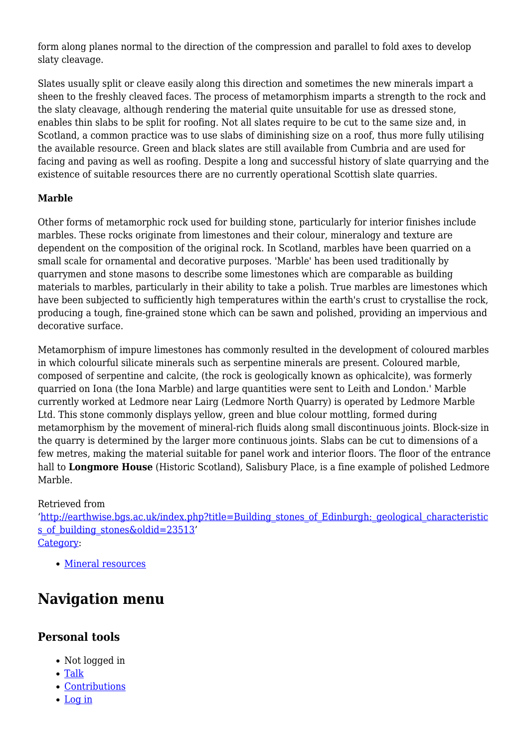form along planes normal to the direction of the compression and parallel to fold axes to develop slaty cleavage.

Slates usually split or cleave easily along this direction and sometimes the new minerals impart a sheen to the freshly cleaved faces. The process of metamorphism imparts a strength to the rock and the slaty cleavage, although rendering the material quite unsuitable for use as dressed stone, enables thin slabs to be split for roofing. Not all slates require to be cut to the same size and, in Scotland, a common practice was to use slabs of diminishing size on a roof, thus more fully utilising the available resource. Green and black slates are still available from Cumbria and are used for facing and paving as well as roofing. Despite a long and successful history of slate quarrying and the existence of suitable resources there are no currently operational Scottish slate quarries.

**Marble**

Other forms of metamorphic rock used for building stone, particularly for interior finishes include marbles. These rocks originate from limestones and their colour, mineralogy and texture are dependent on the composition of the original rock. In Scotland, marbles have been quarried on a small scale for ornamental and decorative purposes. 'Marble' has been used traditionally by quarrymen and stone masons to describe some limestones which are comparable as building materials to marbles, particularly in their ability to take a polish. True marbles are limestones which have been subjected to sufficiently high temperatures within the earth's crust to crystallise the rock, producing a tough, fine-grained stone which can be sawn and polished, providing an impervious and decorative surface.

Metamorphism of impure limestones has commonly resulted in the development of coloured marbles in which colourful silicate minerals such as serpentine minerals are present. Coloured marble, composed of serpentine and calcite, (the rock is geologically known as ophicalcite), was formerly quarried on Iona (the Iona Marble) and large quantities were sent to Leith and London.' Marble currently worked at Ledmore near Lairg (Ledmore North Quarry) is operated by Ledmore Marble Ltd. This stone commonly displays yellow, green and blue colour mottling, formed during metamorphism by the movement of mineral-rich fluids along small discontinuous joints. Block-size in the quarry is determined by the larger more continuous joints. Slabs can be cut to dimensions of a few metres, making the material suitable for panel work and interior floors. The floor of the entrance hall to **Longmore House** (Historic Scotland), Salisbury Place, is a fine example of polished Ledmore Marble.

Retrieved from '[http://earthwise.bgs.ac.uk/index.php?title=Building_stones_of_Edinburgh:_geological_characteristics_of_building_stones&oldid=23513](http://earthwise.bgs.ac.uk/index.php?title=Building_stones_of_Edinburgh:_geological_characteristics_of_building_stones&oldid=23513)'
Category:

- Mineral resources

# Navigation menu

## Personal tools

- Not logged in
- Talk
- Contributions
- Log in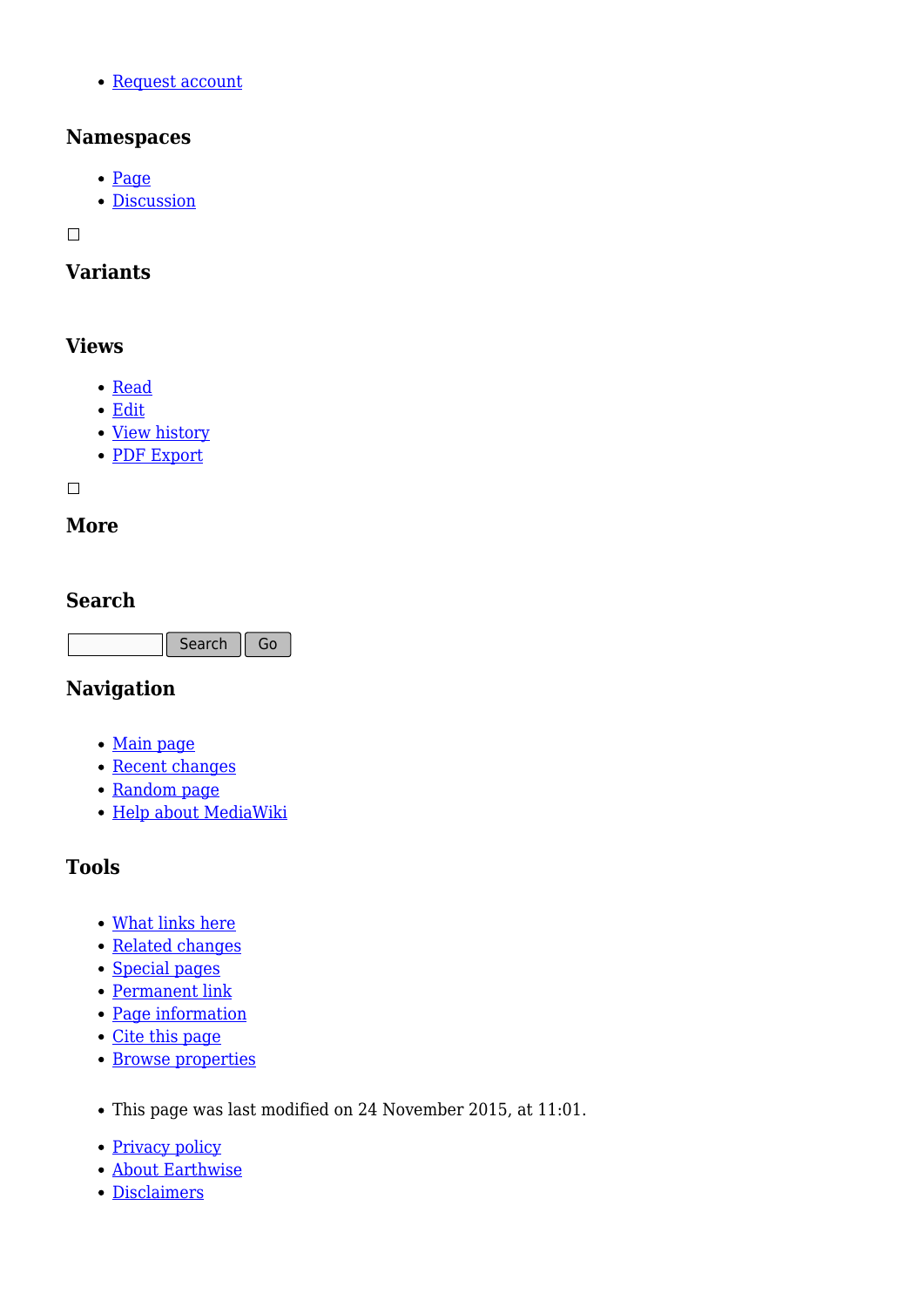- Request account

### Namespaces

- Page
- Discussion

### Variants

### Views

- Read
- Edit
- View history
- PDF Export

### More

### Search

Search Go

### Navigation

- Main page
- Recent changes
- Random page
- Help about MediaWiki

### Tools

- What links here
- Related changes
- Special pages
- Permanent link
- Page information
- Cite this page
- Browse properties

- This page was last modified on 24 November 2015, at 11:01.

- Privacy policy
- About Earthwise
- Disclaimers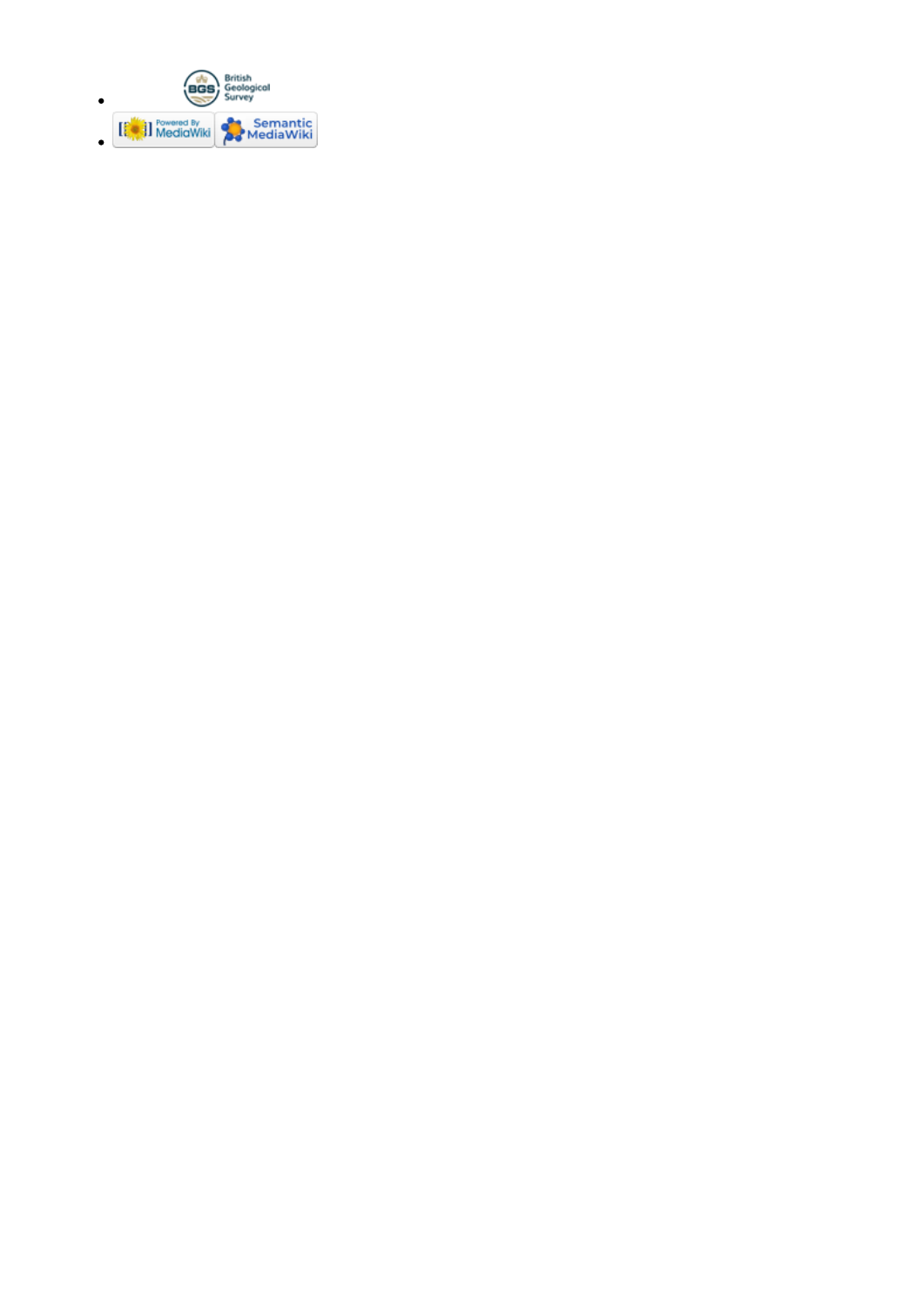- British Geological Survey
- Powered By MediaWiki Semantic MediaWiki